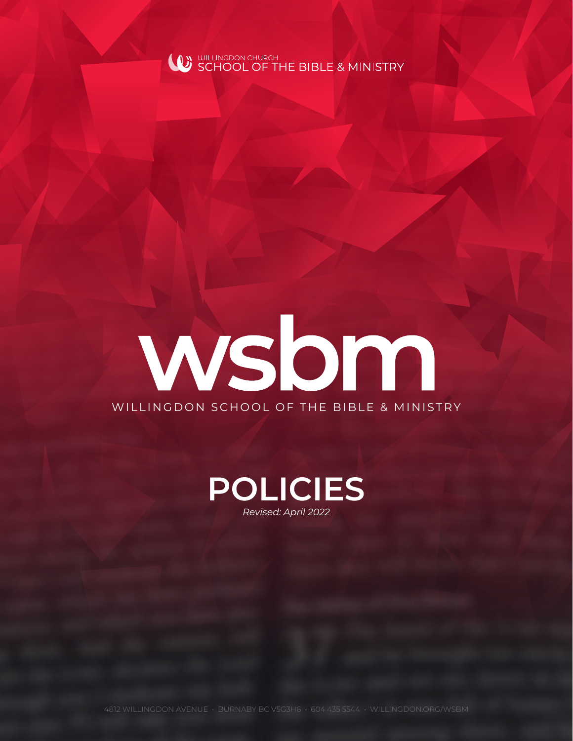WILLINGDON CHURCH
SCHOOL OF THE BIBLE & MINISTRY

# wsbm

WILLINGDON SCHOOL OF THE BIBLE & MINISTRY

# POLICIES

*Revised: April 2022*

4812 WILLINGDON AVENUE · BURNABY BC V5G3H6 · 604 435 5544 · WILLINGDON.ORG/WSBM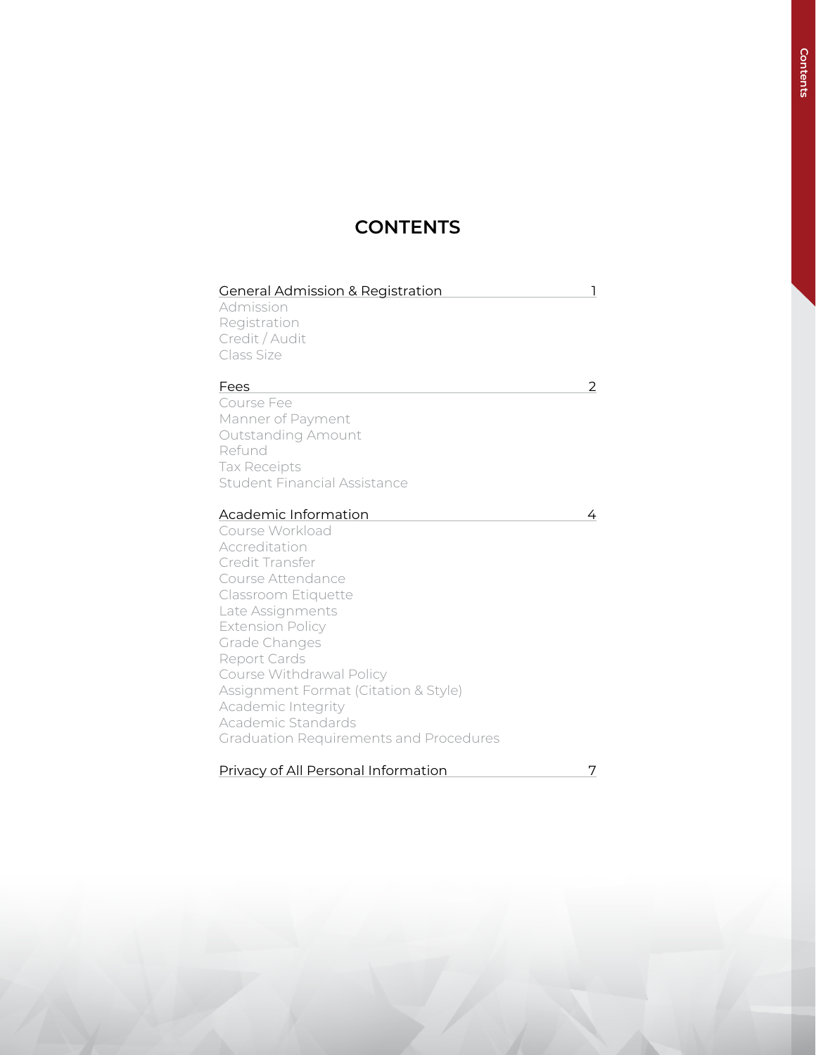# CONTENTS

| Section | Page |
| --- | --- |
| **General Admission & Registration** | 1 |
| Admission | |
| Registration | |
| Credit / Audit | |
| Class Size | |
| **Fees** | 2 |
| Course Fee | |
| Manner of Payment | |
| Outstanding Amount | |
| Refund | |
| Tax Receipts | |
| Student Financial Assistance | |
| **Academic Information** | 4 |
| Course Workload | |
| Accreditation | |
| Credit Transfer | |
| Course Attendance | |
| Classroom Etiquette | |
| Late Assignments | |
| Extension Policy | |
| Grade Changes | |
| Report Cards | |
| Course Withdrawal Policy | |
| Assignment Format (Citation & Style) | |
| Academic Integrity | |
| Academic Standards | |
| Graduation Requirements and Procedures | |
| **Privacy of All Personal Information** | 7 |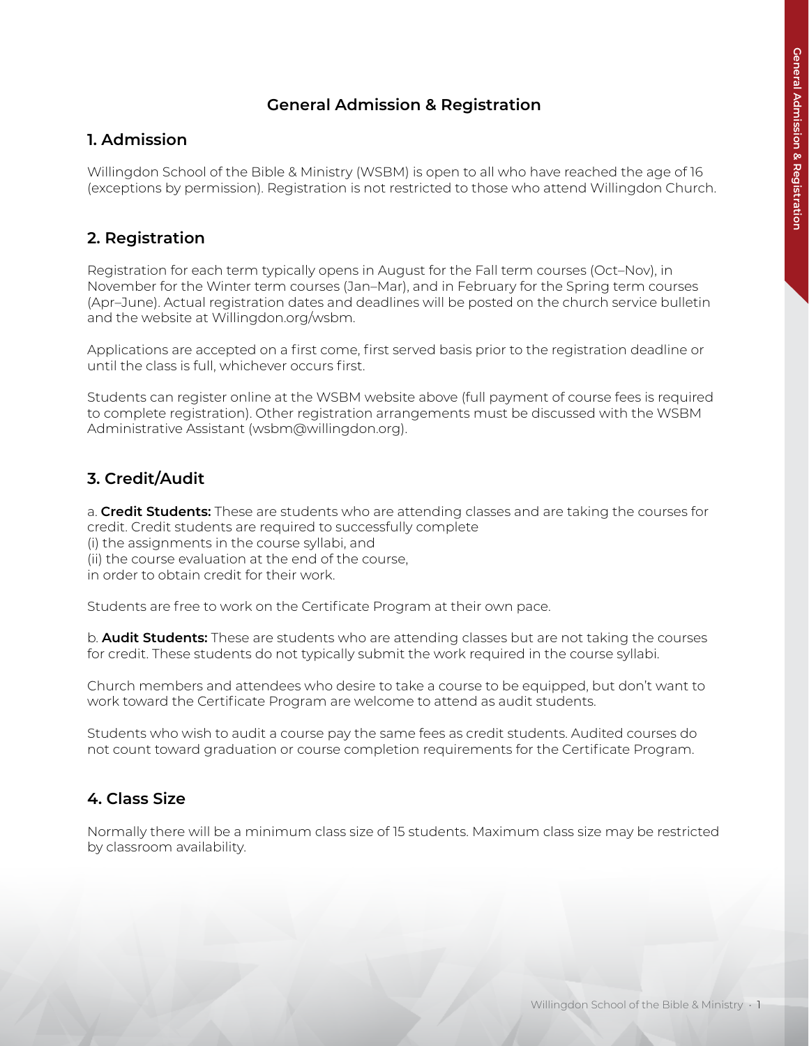# General Admission & Registration

## 1. Admission

Willingdon School of the Bible & Ministry (WSBM) is open to all who have reached the age of 16 (exceptions by permission). Registration is not restricted to those who attend Willingdon Church.

## 2. Registration

Registration for each term typically opens in August for the Fall term courses (Oct–Nov), in November for the Winter term courses (Jan–Mar), and in February for the Spring term courses (Apr–June). Actual registration dates and deadlines will be posted on the church service bulletin and the website at Willingdon.org/wsbm.

Applications are accepted on a first come, first served basis prior to the registration deadline or until the class is full, whichever occurs first.

Students can register online at the WSBM website above (full payment of course fees is required to complete registration). Other registration arrangements must be discussed with the WSBM Administrative Assistant (wsbm@willingdon.org).

## 3. Credit/Audit

a. **Credit Students:** These are students who are attending classes and are taking the courses for credit. Credit students are required to successfully complete
(i) the assignments in the course syllabi, and
(ii) the course evaluation at the end of the course,
in order to obtain credit for their work.

Students are free to work on the Certificate Program at their own pace.

b. **Audit Students:** These are students who are attending classes but are not taking the courses for credit. These students do not typically submit the work required in the course syllabi.

Church members and attendees who desire to take a course to be equipped, but don't want to work toward the Certificate Program are welcome to attend as audit students.

Students who wish to audit a course pay the same fees as credit students. Audited courses do not count toward graduation or course completion requirements for the Certificate Program.

## 4. Class Size

Normally there will be a minimum class size of 15 students. Maximum class size may be restricted by classroom availability.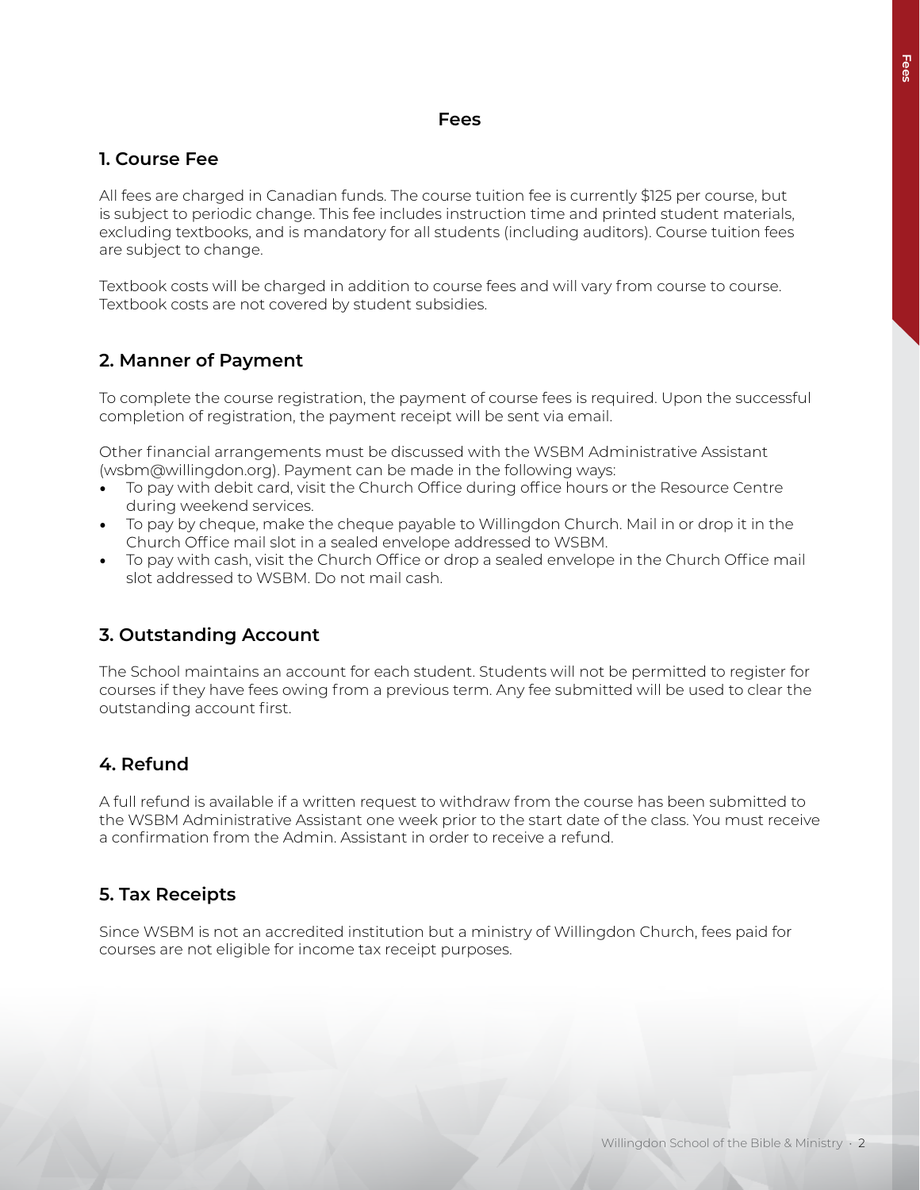# Fees

## 1. Course Fee

All fees are charged in Canadian funds. The course tuition fee is currently $125 per course, but is subject to periodic change. This fee includes instruction time and printed student materials, excluding textbooks, and is mandatory for all students (including auditors). Course tuition fees are subject to change.

Textbook costs will be charged in addition to course fees and will vary from course to course. Textbook costs are not covered by student subsidies.

## 2. Manner of Payment

To complete the course registration, the payment of course fees is required. Upon the successful completion of registration, the payment receipt will be sent via email.

Other financial arrangements must be discussed with the WSBM Administrative Assistant (wsbm@willingdon.org). Payment can be made in the following ways:

- To pay with debit card, visit the Church Office during office hours or the Resource Centre during weekend services.
- To pay by cheque, make the cheque payable to Willingdon Church. Mail in or drop it in the Church Office mail slot in a sealed envelope addressed to WSBM.
- To pay with cash, visit the Church Office or drop a sealed envelope in the Church Office mail slot addressed to WSBM. Do not mail cash.

## 3. Outstanding Account

The School maintains an account for each student. Students will not be permitted to register for courses if they have fees owing from a previous term. Any fee submitted will be used to clear the outstanding account first.

## 4. Refund

A full refund is available if a written request to withdraw from the course has been submitted to the WSBM Administrative Assistant one week prior to the start date of the class. You must receive a confirmation from the Admin. Assistant in order to receive a refund.

## 5. Tax Receipts

Since WSBM is not an accredited institution but a ministry of Willingdon Church, fees paid for courses are not eligible for income tax receipt purposes.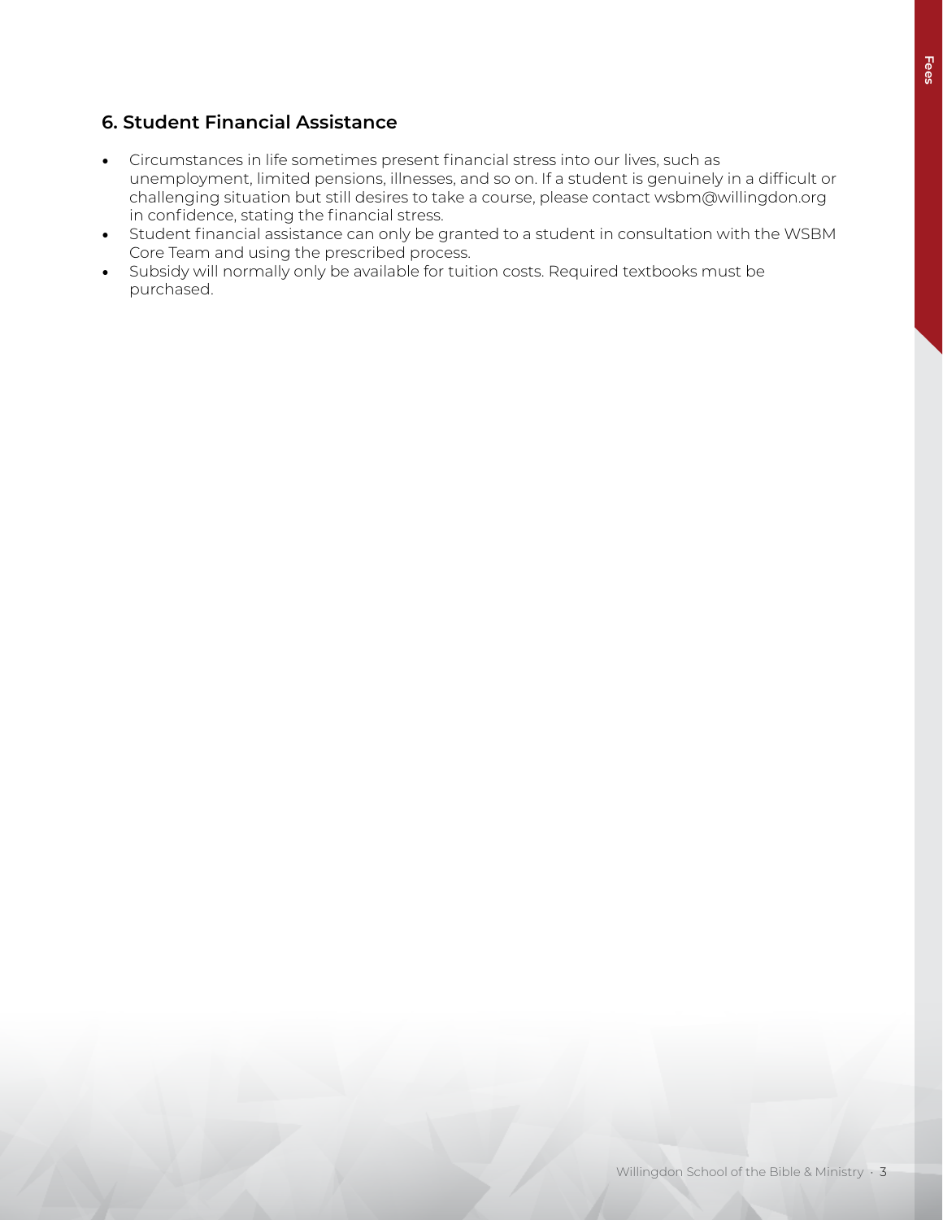## 6. Student Financial Assistance

- Circumstances in life sometimes present financial stress into our lives, such as unemployment, limited pensions, illnesses, and so on. If a student is genuinely in a difficult or challenging situation but still desires to take a course, please contact wsbm@willingdon.org in confidence, stating the financial stress.
- Student financial assistance can only be granted to a student in consultation with the WSBM Core Team and using the prescribed process.
- Subsidy will normally only be available for tuition costs. Required textbooks must be purchased.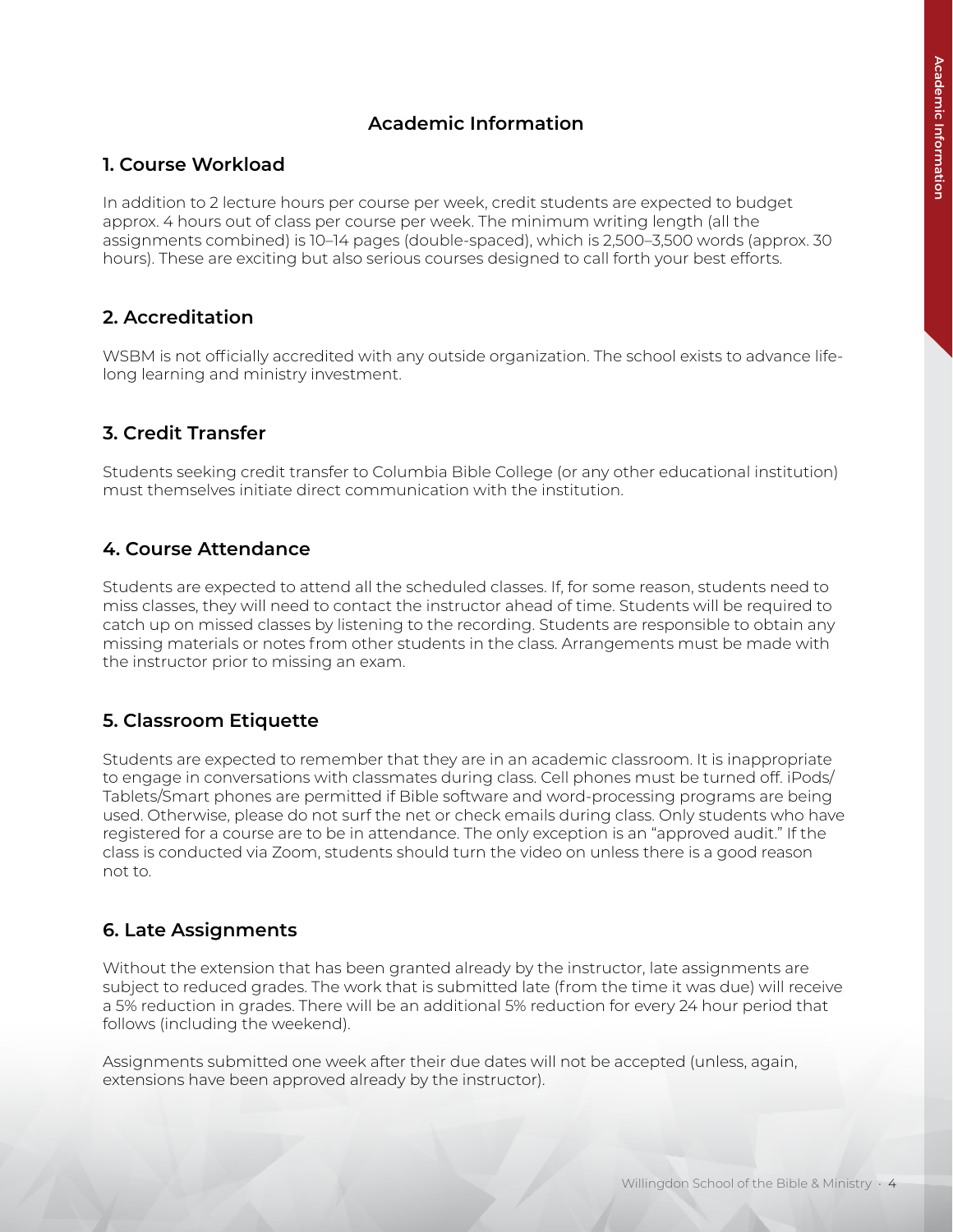# Academic Information

## 1. Course Workload

In addition to 2 lecture hours per course per week, credit students are expected to budget approx. 4 hours out of class per course per week. The minimum writing length (all the assignments combined) is 10–14 pages (double-spaced), which is 2,500–3,500 words (approx. 30 hours). These are exciting but also serious courses designed to call forth your best efforts.

## 2. Accreditation

WSBM is not officially accredited with any outside organization. The school exists to advance life-long learning and ministry investment.

## 3. Credit Transfer

Students seeking credit transfer to Columbia Bible College (or any other educational institution) must themselves initiate direct communication with the institution.

## 4. Course Attendance

Students are expected to attend all the scheduled classes. If, for some reason, students need to miss classes, they will need to contact the instructor ahead of time. Students will be required to catch up on missed classes by listening to the recording. Students are responsible to obtain any missing materials or notes from other students in the class. Arrangements must be made with the instructor prior to missing an exam.

## 5. Classroom Etiquette

Students are expected to remember that they are in an academic classroom. It is inappropriate to engage in conversations with classmates during class. Cell phones must be turned off. iPods/Tablets/Smart phones are permitted if Bible software and word-processing programs are being used. Otherwise, please do not surf the net or check emails during class. Only students who have registered for a course are to be in attendance. The only exception is an "approved audit." If the class is conducted via Zoom, students should turn the video on unless there is a good reason not to.

## 6. Late Assignments

Without the extension that has been granted already by the instructor, late assignments are subject to reduced grades. The work that is submitted late (from the time it was due) will receive a 5% reduction in grades. There will be an additional 5% reduction for every 24 hour period that follows (including the weekend).

Assignments submitted one week after their due dates will not be accepted (unless, again, extensions have been approved already by the instructor).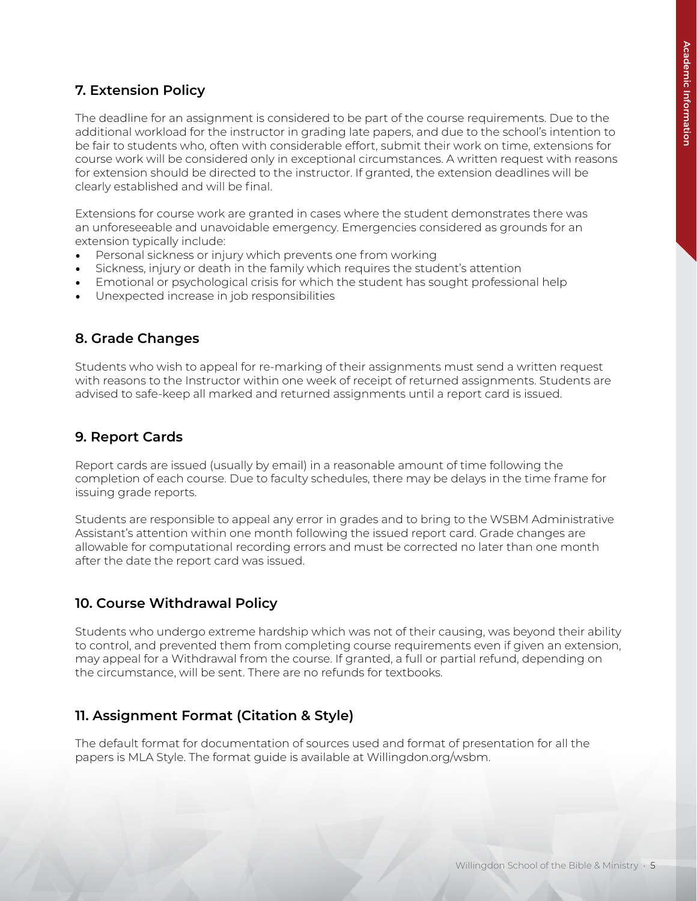## 7. Extension Policy

The deadline for an assignment is considered to be part of the course requirements. Due to the additional workload for the instructor in grading late papers, and due to the school's intention to be fair to students who, often with considerable effort, submit their work on time, extensions for course work will be considered only in exceptional circumstances. A written request with reasons for extension should be directed to the instructor. If granted, the extension deadlines will be clearly established and will be final.

Extensions for course work are granted in cases where the student demonstrates there was an unforeseeable and unavoidable emergency. Emergencies considered as grounds for an extension typically include:

- Personal sickness or injury which prevents one from working
- Sickness, injury or death in the family which requires the student's attention
- Emotional or psychological crisis for which the student has sought professional help
- Unexpected increase in job responsibilities

## 8. Grade Changes

Students who wish to appeal for re-marking of their assignments must send a written request with reasons to the Instructor within one week of receipt of returned assignments. Students are advised to safe-keep all marked and returned assignments until a report card is issued.

## 9. Report Cards

Report cards are issued (usually by email) in a reasonable amount of time following the completion of each course. Due to faculty schedules, there may be delays in the time frame for issuing grade reports.

Students are responsible to appeal any error in grades and to bring to the WSBM Administrative Assistant's attention within one month following the issued report card. Grade changes are allowable for computational recording errors and must be corrected no later than one month after the date the report card was issued.

## 10. Course Withdrawal Policy

Students who undergo extreme hardship which was not of their causing, was beyond their ability to control, and prevented them from completing course requirements even if given an extension, may appeal for a Withdrawal from the course. If granted, a full or partial refund, depending on the circumstance, will be sent. There are no refunds for textbooks.

## 11. Assignment Format (Citation & Style)

The default format for documentation of sources used and format of presentation for all the papers is MLA Style. The format guide is available at Willingdon.org/wsbm.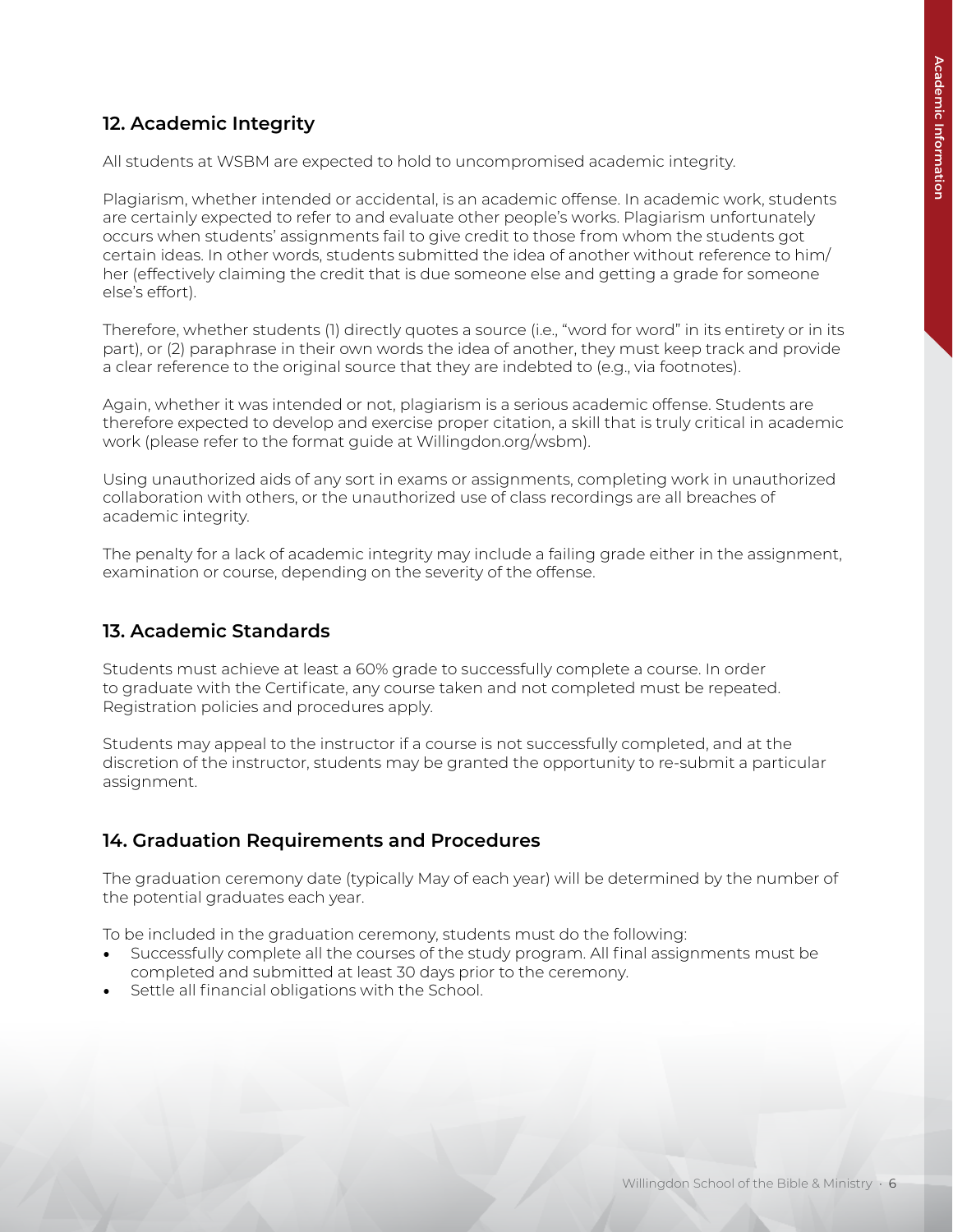## 12. Academic Integrity

All students at WSBM are expected to hold to uncompromised academic integrity.

Plagiarism, whether intended or accidental, is an academic offense. In academic work, students are certainly expected to refer to and evaluate other people's works. Plagiarism unfortunately occurs when students' assignments fail to give credit to those from whom the students got certain ideas. In other words, students submitted the idea of another without reference to him/her (effectively claiming the credit that is due someone else and getting a grade for someone else's effort).

Therefore, whether students (1) directly quotes a source (i.e., "word for word" in its entirety or in its part), or (2) paraphrase in their own words the idea of another, they must keep track and provide a clear reference to the original source that they are indebted to (e.g., via footnotes).

Again, whether it was intended or not, plagiarism is a serious academic offense. Students are therefore expected to develop and exercise proper citation, a skill that is truly critical in academic work (please refer to the format guide at Willingdon.org/wsbm).

Using unauthorized aids of any sort in exams or assignments, completing work in unauthorized collaboration with others, or the unauthorized use of class recordings are all breaches of academic integrity.

The penalty for a lack of academic integrity may include a failing grade either in the assignment, examination or course, depending on the severity of the offense.

## 13. Academic Standards

Students must achieve at least a 60% grade to successfully complete a course. In order to graduate with the Certificate, any course taken and not completed must be repeated. Registration policies and procedures apply.

Students may appeal to the instructor if a course is not successfully completed, and at the discretion of the instructor, students may be granted the opportunity to re-submit a particular assignment.

## 14. Graduation Requirements and Procedures

The graduation ceremony date (typically May of each year) will be determined by the number of the potential graduates each year.

To be included in the graduation ceremony, students must do the following:

- Successfully complete all the courses of the study program. All final assignments must be completed and submitted at least 30 days prior to the ceremony.
- Settle all financial obligations with the School.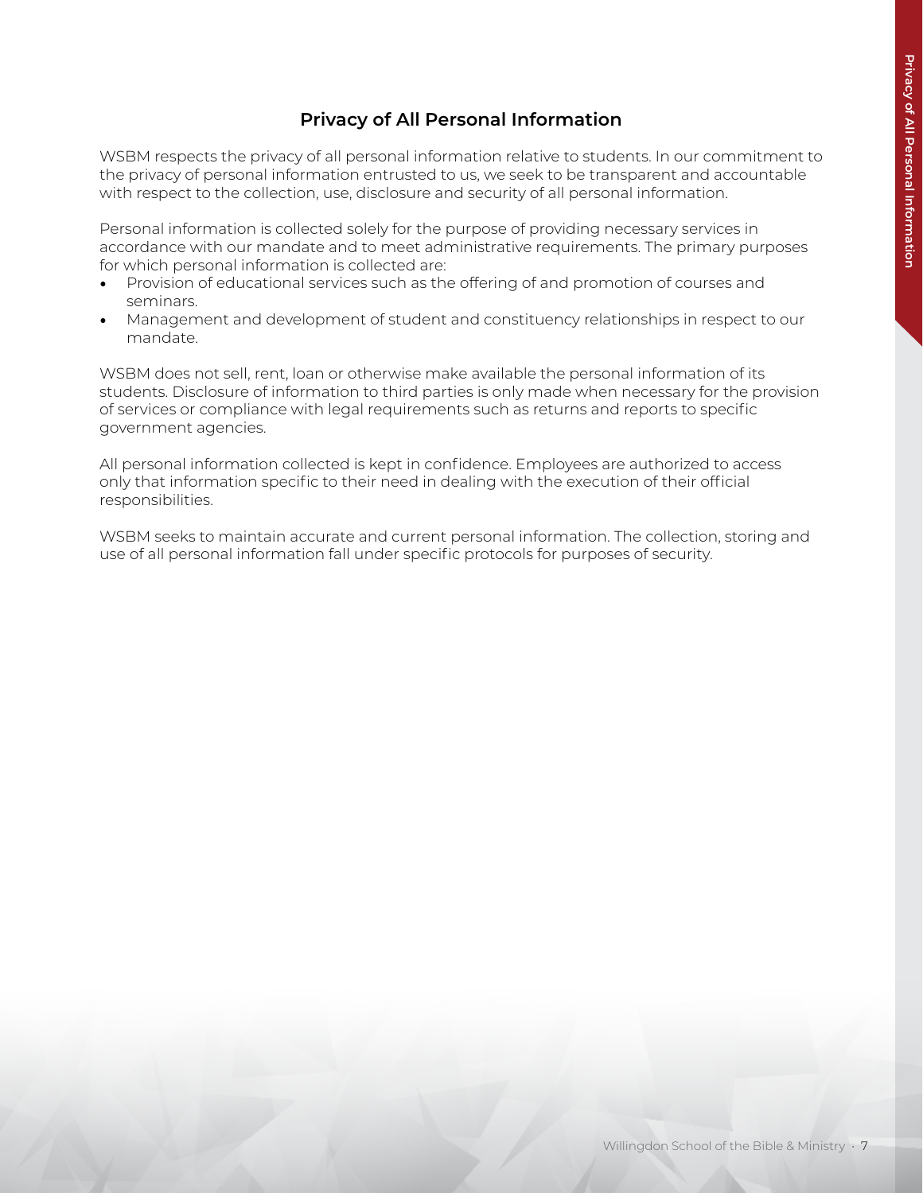## Privacy of All Personal Information

WSBM respects the privacy of all personal information relative to students. In our commitment to the privacy of personal information entrusted to us, we seek to be transparent and accountable with respect to the collection, use, disclosure and security of all personal information.

Personal information is collected solely for the purpose of providing necessary services in accordance with our mandate and to meet administrative requirements. The primary purposes for which personal information is collected are:

- Provision of educational services such as the offering of and promotion of courses and seminars.
- Management and development of student and constituency relationships in respect to our mandate.

WSBM does not sell, rent, loan or otherwise make available the personal information of its students. Disclosure of information to third parties is only made when necessary for the provision of services or compliance with legal requirements such as returns and reports to specific government agencies.

All personal information collected is kept in confidence. Employees are authorized to access only that information specific to their need in dealing with the execution of their official responsibilities.

WSBM seeks to maintain accurate and current personal information. The collection, storing and use of all personal information fall under specific protocols for purposes of security.